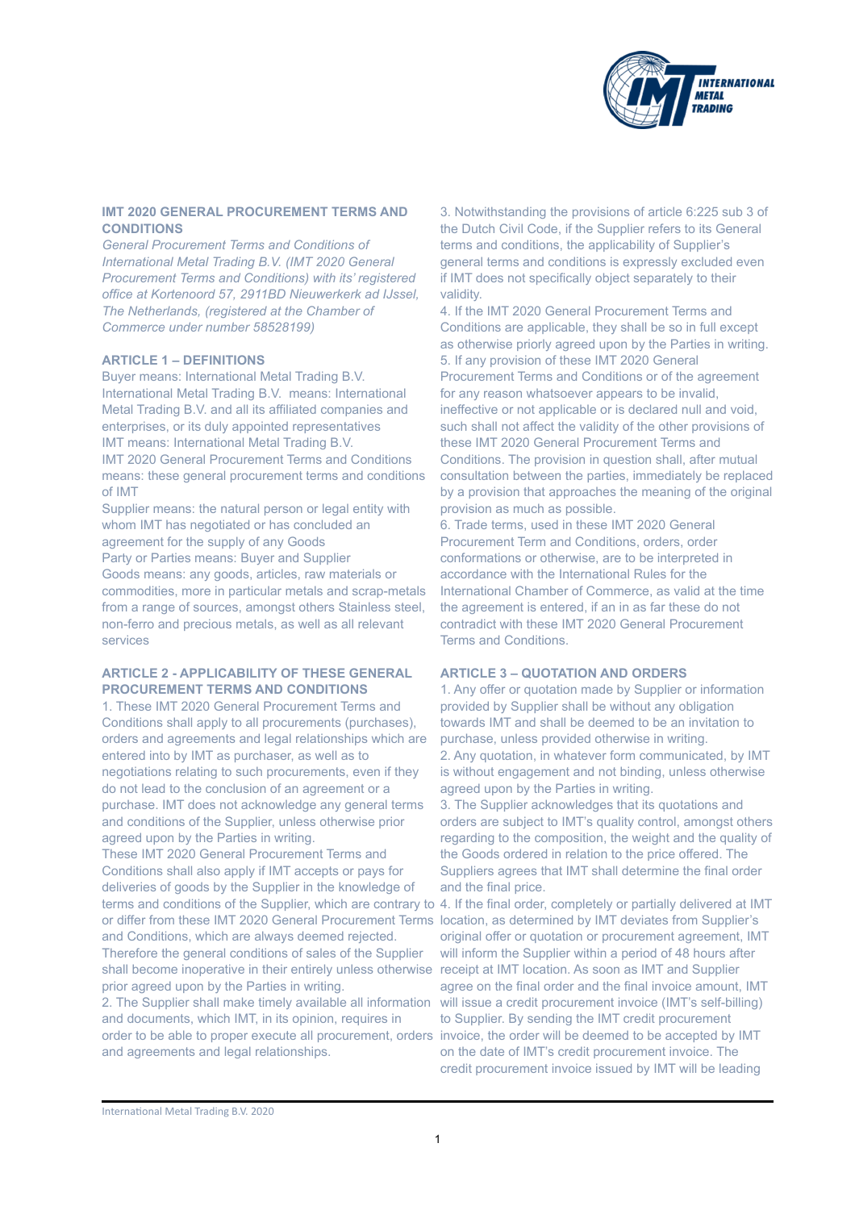## IMT 2020 GENERAL PROCUREMENT TERMS AND CONDITIONS

*General Procurement Terms and Conditions of International Metal Trading B.V. (IMT 2020 General Procurement Terms and Conditions) with its' registered office at Kortenoord 57, 2911BD Nieuwerkerk ad IJssel, The Netherlands, (registered at the Chamber of Commerce under number 58528199)*

### ARTICLE 1 – DEFINITIONS

Buyer means: International Metal Trading B.V.
International Metal Trading B.V. means: International Metal Trading B.V. and all its affiliated companies and enterprises, or its duly appointed representatives
IMT means: International Metal Trading B.V.
IMT 2020 General Procurement Terms and Conditions means: these general procurement terms and conditions of IMT
Supplier means: the natural person or legal entity with whom IMT has negotiated or has concluded an agreement for the supply of any Goods
Party or Parties means: Buyer and Supplier
Goods means: any goods, articles, raw materials or commodities, more in particular metals and scrap-metals from a range of sources, amongst others Stainless steel, non-ferro and precious metals, as well as all relevant services

### ARTICLE 2 - APPLICABILITY OF THESE GENERAL PROCUREMENT TERMS AND CONDITIONS

1. These IMT 2020 General Procurement Terms and Conditions shall apply to all procurements (purchases), orders and agreements and legal relationships which are entered into by IMT as purchaser, as well as to negotiations relating to such procurements, even if they do not lead to the conclusion of an agreement or a purchase. IMT does not acknowledge any general terms and conditions of the Supplier, unless otherwise prior agreed upon by the Parties in writing.
These IMT 2020 General Procurement Terms and Conditions shall also apply if IMT accepts or pays for deliveries of goods by the Supplier in the knowledge of terms and conditions of the Supplier, which are contrary to or differ from these IMT 2020 General Procurement Terms and Conditions, which are always deemed rejected. Therefore the general conditions of sales of the Supplier shall become inoperative in their entirely unless otherwise prior agreed upon by the Parties in writing.
2. The Supplier shall make timely available all information and documents, which IMT, in its opinion, requires in order to be able to proper execute all procurement, orders and agreements and legal relationships.
3. Notwithstanding the provisions of article 6:225 sub 3 of the Dutch Civil Code, if the Supplier refers to its General terms and conditions, the applicability of Supplier's general terms and conditions is expressly excluded even if IMT does not specifically object separately to their validity.
4. If the IMT 2020 General Procurement Terms and Conditions are applicable, they shall be so in full except as otherwise priorly agreed upon by the Parties in writing.
5. If any provision of these IMT 2020 General Procurement Terms and Conditions or of the agreement for any reason whatsoever appears to be invalid, ineffective or not applicable or is declared null and void, such shall not affect the validity of the other provisions of these IMT 2020 General Procurement Terms and Conditions. The provision in question shall, after mutual consultation between the parties, immediately be replaced by a provision that approaches the meaning of the original provision as much as possible.
6. Trade terms, used in these IMT 2020 General Procurement Term and Conditions, orders, order conformations or otherwise, are to be interpreted in accordance with the International Rules for the International Chamber of Commerce, as valid at the time the agreement is entered, if an in as far these do not contradict with these IMT 2020 General Procurement Terms and Conditions.

### ARTICLE 3 – QUOTATION AND ORDERS

1. Any offer or quotation made by Supplier or information provided by Supplier shall be without any obligation towards IMT and shall be deemed to be an invitation to purchase, unless provided otherwise in writing.
2. Any quotation, in whatever form communicated, by IMT is without engagement and not binding, unless otherwise agreed upon by the Parties in writing.
3. The Supplier acknowledges that its quotations and orders are subject to IMT's quality control, amongst others regarding to the composition, the weight and the quality of the Goods ordered in relation to the price offered. The Suppliers agrees that IMT shall determine the final order and the final price.
4. If the final order, completely or partially delivered at IMT location, as determined by IMT deviates from Supplier's original offer or quotation or procurement agreement, IMT will inform the Supplier within a period of 48 hours after receipt at IMT location. As soon as IMT and Supplier agree on the final order and the final invoice amount, IMT will issue a credit procurement invoice (IMT's self-billing) to Supplier. By sending the IMT credit procurement invoice, the order will be deemed to be accepted by IMT on the date of IMT's credit procurement invoice. The credit procurement invoice issued by IMT will be leading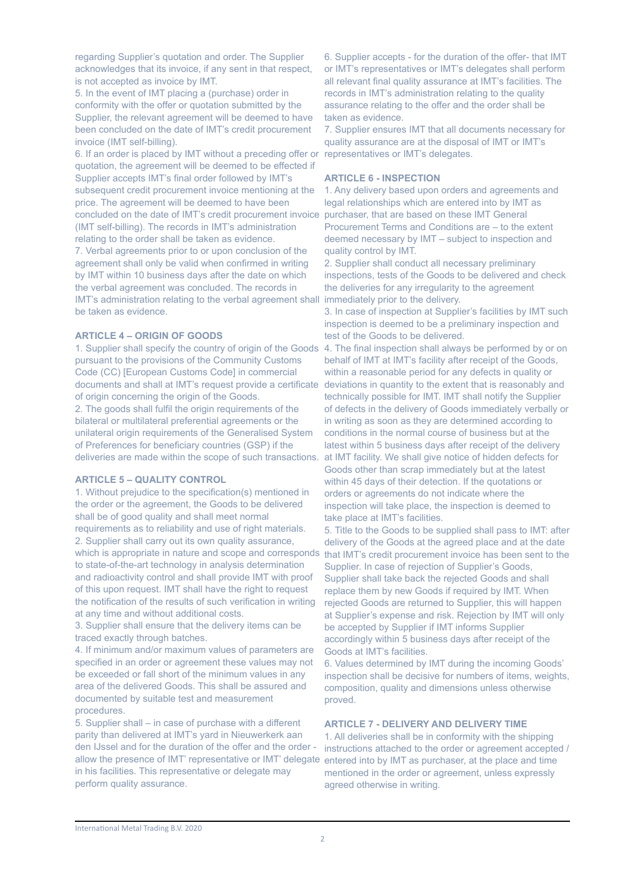regarding Supplier's quotation and order. The Supplier acknowledges that its invoice, if any sent in that respect, is not accepted as invoice by IMT.

5. In the event of IMT placing a (purchase) order in conformity with the offer or quotation submitted by the Supplier, the relevant agreement will be deemed to have been concluded on the date of IMT's credit procurement invoice (IMT self-billing).

6. If an order is placed by IMT without a preceding offer or quotation, the agreement will be deemed to be effected if Supplier accepts IMT's final order followed by IMT's subsequent credit procurement invoice mentioning at the price. The agreement will be deemed to have been concluded on the date of IMT's credit procurement invoice (IMT self-billing). The records in IMT's administration relating to the order shall be taken as evidence.

7. Verbal agreements prior to or upon conclusion of the agreement shall only be valid when confirmed in writing by IMT within 10 business days after the date on which the verbal agreement was concluded. The records in IMT's administration relating to the verbal agreement shall be taken as evidence.

## ARTICLE 4 – ORIGIN OF GOODS

1. Supplier shall specify the country of origin of the Goods pursuant to the provisions of the Community Customs Code (CC) [European Customs Code] in commercial documents and shall at IMT's request provide a certificate of origin concerning the origin of the Goods.

2. The goods shall fulfil the origin requirements of the bilateral or multilateral preferential agreements or the unilateral origin requirements of the Generalised System of Preferences for beneficiary countries (GSP) if the deliveries are made within the scope of such transactions.

## ARTICLE 5 – QUALITY CONTROL

1. Without prejudice to the specification(s) mentioned in the order or the agreement, the Goods to be delivered shall be of good quality and shall meet normal requirements as to reliability and use of right materials.

2. Supplier shall carry out its own quality assurance, which is appropriate in nature and scope and corresponds to state-of-the-art technology in analysis determination and radioactivity control and shall provide IMT with proof of this upon request. IMT shall have the right to request the notification of the results of such verification in writing at any time and without additional costs.

3. Supplier shall ensure that the delivery items can be traced exactly through batches.

4. If minimum and/or maximum values of parameters are specified in an order or agreement these values may not be exceeded or fall short of the minimum values in any area of the delivered Goods. This shall be assured and documented by suitable test and measurement procedures.

5. Supplier shall – in case of purchase with a different parity than delivered at IMT's yard in Nieuwerkerk aan den IJssel and for the duration of the offer and the order - allow the presence of IMT' representative or IMT' delegate in his facilities. This representative or delegate may perform quality assurance.

6. Supplier accepts - for the duration of the offer- that IMT or IMT's representatives or IMT's delegates shall perform all relevant final quality assurance at IMT's facilities. The records in IMT's administration relating to the quality assurance relating to the offer and the order shall be taken as evidence.

7. Supplier ensures IMT that all documents necessary for quality assurance are at the disposal of IMT or IMT's representatives or IMT's delegates.

## ARTICLE 6 - INSPECTION

1. Any delivery based upon orders and agreements and legal relationships which are entered into by IMT as purchaser, that are based on these IMT General Procurement Terms and Conditions are – to the extent deemed necessary by IMT – subject to inspection and quality control by IMT.

2. Supplier shall conduct all necessary preliminary inspections, tests of the Goods to be delivered and check the deliveries for any irregularity to the agreement immediately prior to the delivery.

3. In case of inspection at Supplier's facilities by IMT such inspection is deemed to be a preliminary inspection and test of the Goods to be delivered.

4. The final inspection shall always be performed by or on behalf of IMT at IMT's facility after receipt of the Goods, within a reasonable period for any defects in quality or deviations in quantity to the extent that is reasonably and technically possible for IMT. IMT shall notify the Supplier of defects in the delivery of Goods immediately verbally or in writing as soon as they are determined according to conditions in the normal course of business but at the latest within 5 business days after receipt of the delivery at IMT facility. We shall give notice of hidden defects for Goods other than scrap immediately but at the latest within 45 days of their detection. If the quotations or orders or agreements do not indicate where the inspection will take place, the inspection is deemed to take place at IMT's facilities.

5. Title to the Goods to be supplied shall pass to IMT: after delivery of the Goods at the agreed place and at the date that IMT's credit procurement invoice has been sent to the Supplier. In case of rejection of Supplier's Goods, Supplier shall take back the rejected Goods and shall replace them by new Goods if required by IMT. When rejected Goods are returned to Supplier, this will happen at Supplier's expense and risk. Rejection by IMT will only be accepted by Supplier if IMT informs Supplier accordingly within 5 business days after receipt of the Goods at IMT's facilities.

6. Values determined by IMT during the incoming Goods' inspection shall be decisive for numbers of items, weights, composition, quality and dimensions unless otherwise proved.

## ARTICLE 7 - DELIVERY AND DELIVERY TIME

1. All deliveries shall be in conformity with the shipping instructions attached to the order or agreement accepted / entered into by IMT as purchaser, at the place and time mentioned in the order or agreement, unless expressly agreed otherwise in writing.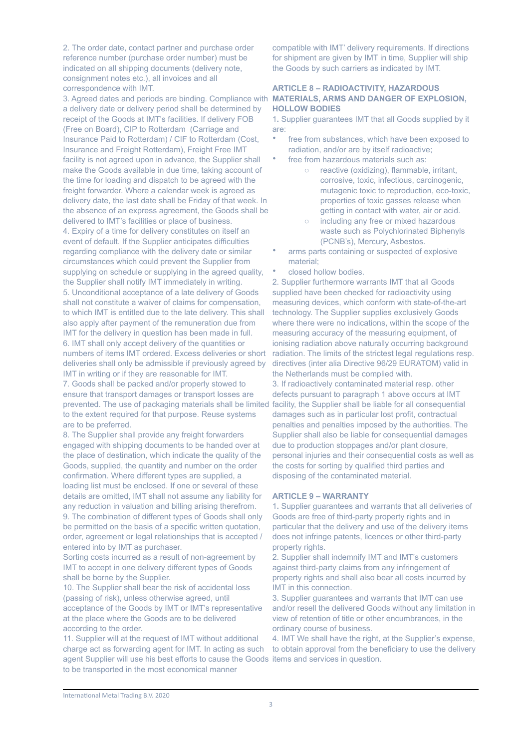2. The order date, contact partner and purchase order reference number (purchase order number) must be indicated on all shipping documents (delivery note, consignment notes etc.), all invoices and all correspondence with IMT.

3. Agreed dates and periods are binding. Compliance with a delivery date or delivery period shall be determined by receipt of the Goods at IMT's facilities. If delivery FOB (Free on Board), CIP to Rotterdam (Carriage and Insurance Paid to Rotterdam) / CIF to Rotterdam (Cost, Insurance and Freight Rotterdam), Freight Free IMT facility is not agreed upon in advance, the Supplier shall make the Goods available in due time, taking account of the time for loading and dispatch to be agreed with the freight forwarder. Where a calendar week is agreed as delivery date, the last date shall be Friday of that week. In the absence of an express agreement, the Goods shall be delivered to IMT's facilities or place of business.

4. Expiry of a time for delivery constitutes on itself an event of default. If the Supplier anticipates difficulties regarding compliance with the delivery date or similar circumstances which could prevent the Supplier from supplying on schedule or supplying in the agreed quality, the Supplier shall notify IMT immediately in writing.

5. Unconditional acceptance of a late delivery of Goods shall not constitute a waiver of claims for compensation, to which IMT is entitled due to the late delivery. This shall also apply after payment of the remuneration due from IMT for the delivery in question has been made in full.

6. IMT shall only accept delivery of the quantities or numbers of items IMT ordered. Excess deliveries or short deliveries shall only be admissible if previously agreed by IMT in writing or if they are reasonable for IMT.

7. Goods shall be packed and/or properly stowed to ensure that transport damages or transport losses are prevented. The use of packaging materials shall be limited to the extent required for that purpose. Reuse systems are to be preferred.

8. The Supplier shall provide any freight forwarders engaged with shipping documents to be handed over at the place of destination, which indicate the quality of the Goods, supplied, the quantity and number on the order confirmation. Where different types are supplied, a loading list must be enclosed. If one or several of these details are omitted, IMT shall not assume any liability for any reduction in valuation and billing arising therefrom.

9. The combination of different types of Goods shall only be permitted on the basis of a specific written quotation, order, agreement or legal relationships that is accepted / entered into by IMT as purchaser.

Sorting costs incurred as a result of non-agreement by IMT to accept in one delivery different types of Goods shall be borne by the Supplier.

10. The Supplier shall bear the risk of accidental loss (passing of risk), unless otherwise agreed, until acceptance of the Goods by IMT or IMT's representative at the place where the Goods are to be delivered according to the order.

11. Supplier will at the request of IMT without additional charge act as forwarding agent for IMT. In acting as such agent Supplier will use his best efforts to cause the Goods to be transported in the most economical manner compatible with IMT' delivery requirements. If directions for shipment are given by IMT in time, Supplier will ship the Goods by such carriers as indicated by IMT.

## ARTICLE 8 – RADIOACTIVITY, HAZARDOUS MATERIALS, ARMS AND DANGER OF EXPLOSION, HOLLOW BODIES

1. Supplier guarantees IMT that all Goods supplied by it are:

- free from substances, which have been exposed to radiation, and/or are by itself radioactive;
- free from hazardous materials such as:
  - reactive (oxidizing), flammable, irritant, corrosive, toxic, infectious, carcinogenic, mutagenic toxic to reproduction, eco-toxic, properties of toxic gasses release when getting in contact with water, air or acid.
  - including any free or mixed hazardous waste such as Polychlorinated Biphenyls (PCNB's), Mercury, Asbestos.
- arms parts containing or suspected of explosive material;
- closed hollow bodies.

2. Supplier furthermore warrants IMT that all Goods supplied have been checked for radioactivity using measuring devices, which conform with state-of-the-art technology. The Supplier supplies exclusively Goods where there were no indications, within the scope of the measuring accuracy of the measuring equipment, of ionising radiation above naturally occurring background radiation. The limits of the strictest legal regulations resp. directives (inter alia Directive 96/29 EURATOM) valid in the Netherlands must be complied with.

3. If radioactively contaminated material resp. other defects pursuant to paragraph 1 above occurs at IMT facility, the Supplier shall be liable for all consequential damages such as in particular lost profit, contractual penalties and penalties imposed by the authorities. The Supplier shall also be liable for consequential damages due to production stoppages and/or plant closure, personal injuries and their consequential costs as well as the costs for sorting by qualified third parties and disposing of the contaminated material.

## ARTICLE 9 – WARRANTY

1. Supplier guarantees and warrants that all deliveries of Goods are free of third-party property rights and in particular that the delivery and use of the delivery items does not infringe patents, licences or other third-party property rights.

2. Supplier shall indemnify IMT and IMT's customers against third-party claims from any infringement of property rights and shall also bear all costs incurred by IMT in this connection.

3. Supplier guarantees and warrants that IMT can use and/or resell the delivered Goods without any limitation in view of retention of title or other encumbrances, in the ordinary course of business.

4. IMT We shall have the right, at the Supplier's expense, to obtain approval from the beneficiary to use the delivery items and services in question.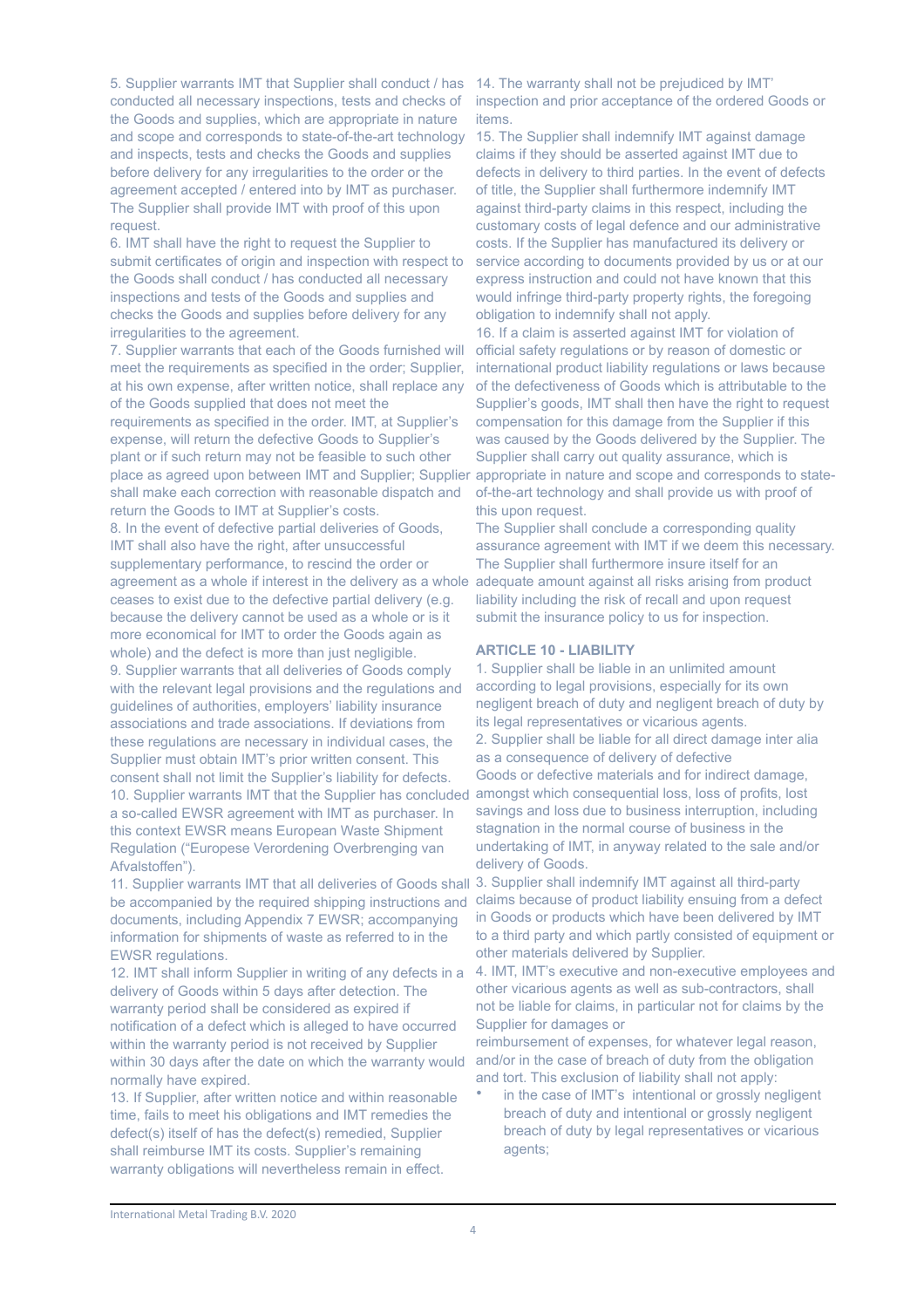5. Supplier warrants IMT that Supplier shall conduct / has conducted all necessary inspections, tests and checks of the Goods and supplies, which are appropriate in nature and scope and corresponds to state-of-the-art technology and inspects, tests and checks the Goods and supplies before delivery for any irregularities to the order or the agreement accepted / entered into by IMT as purchaser. The Supplier shall provide IMT with proof of this upon request.
6. IMT shall have the right to request the Supplier to submit certificates of origin and inspection with respect to the Goods shall conduct / has conducted all necessary inspections and tests of the Goods and supplies and checks the Goods and supplies before delivery for any irregularities to the agreement.
7. Supplier warrants that each of the Goods furnished will meet the requirements as specified in the order; Supplier, at his own expense, after written notice, shall replace any of the Goods supplied that does not meet the requirements as specified in the order. IMT, at Supplier's expense, will return the defective Goods to Supplier's plant or if such return may not be feasible to such other place as agreed upon between IMT and Supplier; Supplier shall make each correction with reasonable dispatch and return the Goods to IMT at Supplier's costs.
8. In the event of defective partial deliveries of Goods, IMT shall also have the right, after unsuccessful supplementary performance, to rescind the order or agreement as a whole if interest in the delivery as a whole ceases to exist due to the defective partial delivery (e.g. because the delivery cannot be used as a whole or is it more economical for IMT to order the Goods again as whole) and the defect is more than just negligible.
9. Supplier warrants that all deliveries of Goods comply with the relevant legal provisions and the regulations and guidelines of authorities, employers' liability insurance associations and trade associations. If deviations from these regulations are necessary in individual cases, the Supplier must obtain IMT's prior written consent. This consent shall not limit the Supplier's liability for defects.
10. Supplier warrants IMT that the Supplier has concluded a so-called EWSR agreement with IMT as purchaser. In this context EWSR means European Waste Shipment Regulation ("Europese Verordening Overbrenging van Afvalstoffen").
11. Supplier warrants IMT that all deliveries of Goods shall be accompanied by the required shipping instructions and documents, including Appendix 7 EWSR; accompanying information for shipments of waste as referred to in the EWSR regulations.
12. IMT shall inform Supplier in writing of any defects in a delivery of Goods within 5 days after detection. The warranty period shall be considered as expired if notification of a defect which is alleged to have occurred within the warranty period is not received by Supplier within 30 days after the date on which the warranty would normally have expired.
13. If Supplier, after written notice and within reasonable time, fails to meet his obligations and IMT remedies the defect(s) itself of has the defect(s) remedied, Supplier shall reimburse IMT its costs. Supplier's remaining warranty obligations will nevertheless remain in effect.
14. The warranty shall not be prejudiced by IMT' inspection and prior acceptance of the ordered Goods or items.
15. The Supplier shall indemnify IMT against damage claims if they should be asserted against IMT due to defects in delivery to third parties. In the event of defects of title, the Supplier shall furthermore indemnify IMT against third-party claims in this respect, including the customary costs of legal defence and our administrative costs. If the Supplier has manufactured its delivery or service according to documents provided by us or at our express instruction and could not have known that this would infringe third-party property rights, the foregoing obligation to indemnify shall not apply.
16. If a claim is asserted against IMT for violation of official safety regulations or by reason of domestic or international product liability regulations or laws because of the defectiveness of Goods which is attributable to the Supplier's goods, IMT shall then have the right to request compensation for this damage from the Supplier if this was caused by the Goods delivered by the Supplier. The Supplier shall carry out quality assurance, which is appropriate in nature and scope and corresponds to state-of-the-art technology and shall provide us with proof of this upon request.
The Supplier shall conclude a corresponding quality assurance agreement with IMT if we deem this necessary. The Supplier shall furthermore insure itself for an adequate amount against all risks arising from product liability including the risk of recall and upon request submit the insurance policy to us for inspection.

## ARTICLE 10 - LIABILITY

1. Supplier shall be liable in an unlimited amount according to legal provisions, especially for its own negligent breach of duty and negligent breach of duty by its legal representatives or vicarious agents.
2. Supplier shall be liable for all direct damage inter alia as a consequence of delivery of defective Goods or defective materials and for indirect damage, amongst which consequential loss, loss of profits, lost savings and loss due to business interruption, including stagnation in the normal course of business in the undertaking of IMT, in anyway related to the sale and/or delivery of Goods.
3. Supplier shall indemnify IMT against all third-party claims because of product liability ensuing from a defect in Goods or products which have been delivered by IMT to a third party and which partly consisted of equipment or other materials delivered by Supplier.
4. IMT, IMT's executive and non-executive employees and other vicarious agents as well as sub-contractors, shall not be liable for claims, in particular not for claims by the Supplier for damages or reimbursement of expenses, for whatever legal reason, and/or in the case of breach of duty from the obligation and tort. This exclusion of liability shall not apply:
   - in the case of IMT's intentional or grossly negligent breach of duty and intentional or grossly negligent breach of duty by legal representatives or vicarious agents;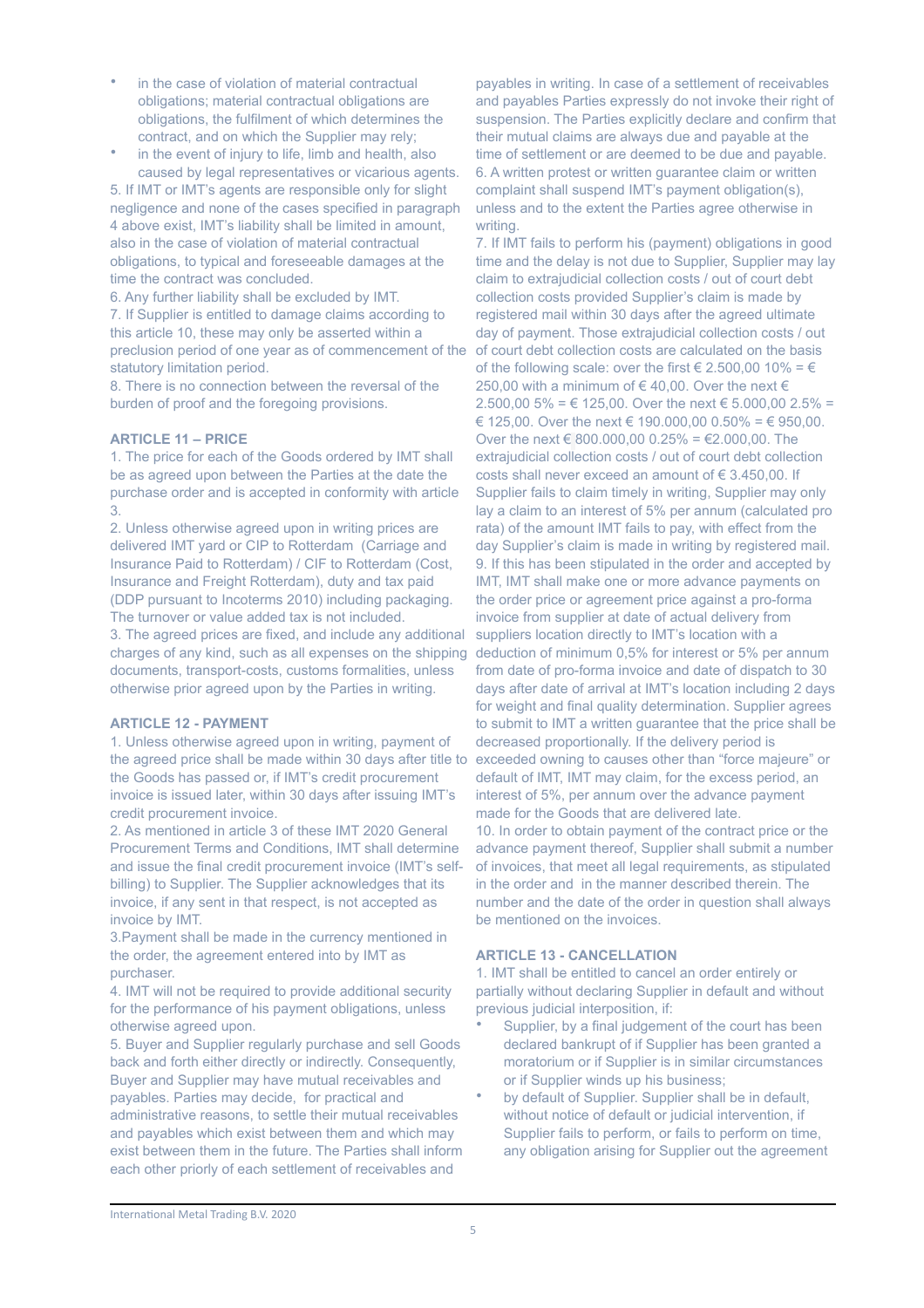- in the case of violation of material contractual obligations; material contractual obligations are obligations, the fulfilment of which determines the contract, and on which the Supplier may rely;
- in the event of injury to life, limb and health, also caused by legal representatives or vicarious agents.

5. If IMT or IMT's agents are responsible only for slight negligence and none of the cases specified in paragraph 4 above exist, IMT's liability shall be limited in amount, also in the case of violation of material contractual obligations, to typical and foreseeable damages at the time the contract was concluded.

6. Any further liability shall be excluded by IMT.

7. If Supplier is entitled to damage claims according to this article 10, these may only be asserted within a preclusion period of one year as of commencement of the statutory limitation period.

8. There is no connection between the reversal of the burden of proof and the foregoing provisions.

**ARTICLE 11 – PRICE**

1. The price for each of the Goods ordered by IMT shall be as agreed upon between the Parties at the date the purchase order and is accepted in conformity with article 3.

2. Unless otherwise agreed upon in writing prices are delivered IMT yard or CIP to Rotterdam (Carriage and Insurance Paid to Rotterdam) / CIF to Rotterdam (Cost, Insurance and Freight Rotterdam), duty and tax paid (DDP pursuant to Incoterms 2010) including packaging. The turnover or value added tax is not included.

3. The agreed prices are fixed, and include any additional charges of any kind, such as all expenses on the shipping documents, transport-costs, customs formalities, unless otherwise prior agreed upon by the Parties in writing.

**ARTICLE 12 - PAYMENT**

1. Unless otherwise agreed upon in writing, payment of the agreed price shall be made within 30 days after title to the Goods has passed or, if IMT's credit procurement invoice is issued later, within 30 days after issuing IMT's credit procurement invoice.

2. As mentioned in article 3 of these IMT 2020 General Procurement Terms and Conditions, IMT shall determine and issue the final credit procurement invoice (IMT's self-billing) to Supplier. The Supplier acknowledges that its invoice, if any sent in that respect, is not accepted as invoice by IMT.

3.Payment shall be made in the currency mentioned in the order, the agreement entered into by IMT as purchaser.

4. IMT will not be required to provide additional security for the performance of his payment obligations, unless otherwise agreed upon.

5. Buyer and Supplier regularly purchase and sell Goods back and forth either directly or indirectly. Consequently, Buyer and Supplier may have mutual receivables and payables. Parties may decide, for practical and administrative reasons, to settle their mutual receivables and payables which exist between them and which may exist between them in the future. The Parties shall inform each other priorly of each settlement of receivables and payables in writing. In case of a settlement of receivables and payables Parties expressly do not invoke their right of suspension. The Parties explicitly declare and confirm that their mutual claims are always due and payable at the time of settlement or are deemed to be due and payable.

6. A written protest or written guarantee claim or written complaint shall suspend IMT's payment obligation(s), unless and to the extent the Parties agree otherwise in writing.

7. If IMT fails to perform his (payment) obligations in good time and the delay is not due to Supplier, Supplier may lay claim to extrajudicial collection costs / out of court debt collection costs provided Supplier's claim is made by registered mail within 30 days after the agreed ultimate day of payment. Those extrajudicial collection costs / out of court debt collection costs are calculated on the basis of the following scale: over the first € 2.500,00 10% = € 250,00 with a minimum of € 40,00. Over the next € 2.500,00 5% = € 125,00. Over the next € 5.000,00 2.5% = € 125,00. Over the next € 190.000,00 0.50% = € 950,00. Over the next € 800.000,00 0.25% = €2.000,00. The extrajudicial collection costs / out of court debt collection costs shall never exceed an amount of € 3.450,00. If Supplier fails to claim timely in writing, Supplier may only lay a claim to an interest of 5% per annum (calculated pro rata) of the amount IMT fails to pay, with effect from the day Supplier's claim is made in writing by registered mail.

9. If this has been stipulated in the order and accepted by IMT, IMT shall make one or more advance payments on the order price or agreement price against a pro-forma invoice from supplier at date of actual delivery from suppliers location directly to IMT's location with a deduction of minimum 0,5% for interest or 5% per annum from date of pro-forma invoice and date of dispatch to 30 days after date of arrival at IMT's location including 2 days for weight and final quality determination. Supplier agrees to submit to IMT a written guarantee that the price shall be decreased proportionally. If the delivery period is exceeded owning to causes other than "force majeure" or default of IMT, IMT may claim, for the excess period, an interest of 5%, per annum over the advance payment made for the Goods that are delivered late.

10. In order to obtain payment of the contract price or the advance payment thereof, Supplier shall submit a number of invoices, that meet all legal requirements, as stipulated in the order and in the manner described therein. The number and the date of the order in question shall always be mentioned on the invoices.

**ARTICLE 13 - CANCELLATION**

1. IMT shall be entitled to cancel an order entirely or partially without declaring Supplier in default and without previous judicial interposition, if:

- Supplier, by a final judgement of the court has been declared bankrupt of if Supplier has been granted a moratorium or if Supplier is in similar circumstances or if Supplier winds up his business;
- by default of Supplier. Supplier shall be in default, without notice of default or judicial intervention, if Supplier fails to perform, or fails to perform on time, any obligation arising for Supplier out the agreement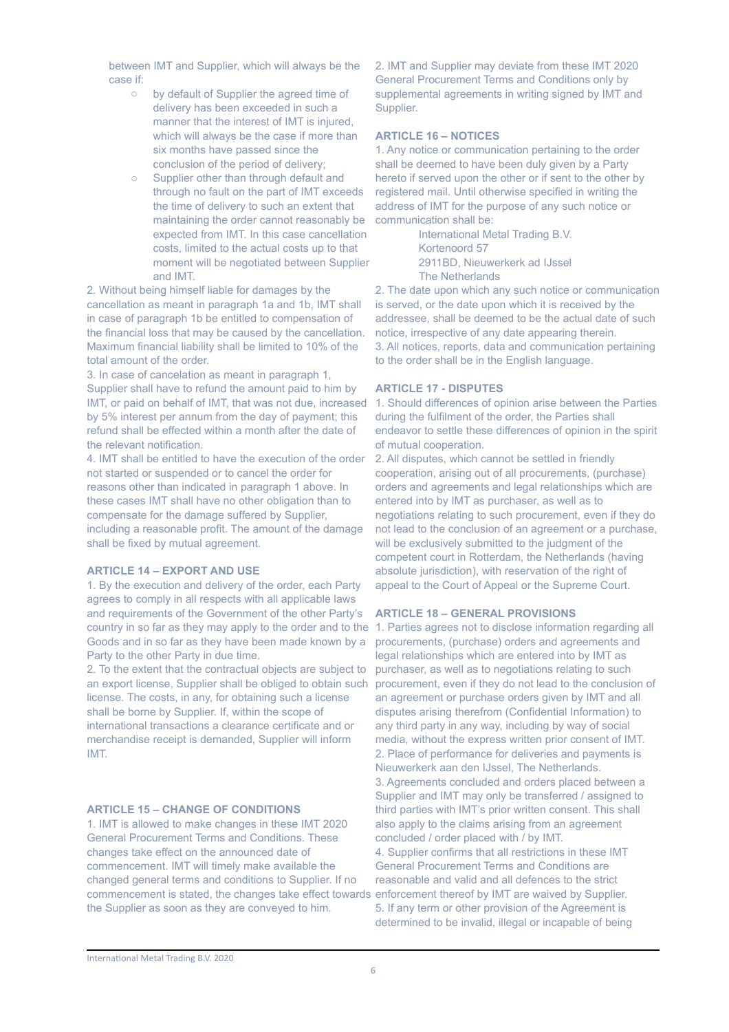between IMT and Supplier, which will always be the case if:

- by default of Supplier the agreed time of delivery has been exceeded in such a manner that the interest of IMT is injured, which will always be the case if more than six months have passed since the conclusion of the period of delivery;
- Supplier other than through default and through no fault on the part of IMT exceeds the time of delivery to such an extent that maintaining the order cannot reasonably be expected from IMT. In this case cancellation costs, limited to the actual costs up to that moment will be negotiated between Supplier and IMT.

2. Without being himself liable for damages by the cancellation as meant in paragraph 1a and 1b, IMT shall in case of paragraph 1b be entitled to compensation of the financial loss that may be caused by the cancellation. Maximum financial liability shall be limited to 10% of the total amount of the order.

3. In case of cancelation as meant in paragraph 1, Supplier shall have to refund the amount paid to him by IMT, or paid on behalf of IMT, that was not due, increased by 5% interest per annum from the day of payment; this refund shall be effected within a month after the date of the relevant notification.

4. IMT shall be entitled to have the execution of the order not started or suspended or to cancel the order for reasons other than indicated in paragraph 1 above. In these cases IMT shall have no other obligation than to compensate for the damage suffered by Supplier, including a reasonable profit. The amount of the damage shall be fixed by mutual agreement.

### ARTICLE 14 – EXPORT AND USE

1. By the execution and delivery of the order, each Party agrees to comply in all respects with all applicable laws and requirements of the Government of the other Party's country in so far as they may apply to the order and to the Goods and in so far as they have been made known by a Party to the other Party in due time.

2. To the extent that the contractual objects are subject to an export license, Supplier shall be obliged to obtain such license. The costs, in any, for obtaining such a license shall be borne by Supplier. If, within the scope of international transactions a clearance certificate and or merchandise receipt is demanded, Supplier will inform IMT.

### ARTICLE 15 – CHANGE OF CONDITIONS

1. IMT is allowed to make changes in these IMT 2020 General Procurement Terms and Conditions. These changes take effect on the announced date of commencement. IMT will timely make available the changed general terms and conditions to Supplier. If no commencement is stated, the changes take effect towards the Supplier as soon as they are conveyed to him.

2. IMT and Supplier may deviate from these IMT 2020 General Procurement Terms and Conditions only by supplemental agreements in writing signed by IMT and Supplier.

### ARTICLE 16 – NOTICES

1. Any notice or communication pertaining to the order shall be deemed to have been duly given by a Party hereto if served upon the other or if sent to the other by registered mail. Until otherwise specified in writing the address of IMT for the purpose of any such notice or communication shall be:

International Metal Trading B.V.
Kortenoord 57
2911BD, Nieuwerkerk ad IJssel
The Netherlands

2. The date upon which any such notice or communication is served, or the date upon which it is received by the addressee, shall be deemed to be the actual date of such notice, irrespective of any date appearing therein.

3. All notices, reports, data and communication pertaining to the order shall be in the English language.

### ARTICLE 17 - DISPUTES

1. Should differences of opinion arise between the Parties during the fulfilment of the order, the Parties shall endeavor to settle these differences of opinion in the spirit of mutual cooperation.

2. All disputes, which cannot be settled in friendly cooperation, arising out of all procurements, (purchase) orders and agreements and legal relationships which are entered into by IMT as purchaser, as well as to negotiations relating to such procurement, even if they do not lead to the conclusion of an agreement or a purchase, will be exclusively submitted to the judgment of the competent court in Rotterdam, the Netherlands (having absolute jurisdiction), with reservation of the right of appeal to the Court of Appeal or the Supreme Court.

### ARTICLE 18 – GENERAL PROVISIONS

1. Parties agrees not to disclose information regarding all procurements, (purchase) orders and agreements and legal relationships which are entered into by IMT as purchaser, as well as to negotiations relating to such procurement, even if they do not lead to the conclusion of an agreement or purchase orders given by IMT and all disputes arising therefrom (Confidential Information) to any third party in any way, including by way of social media, without the express written prior consent of IMT.

2. Place of performance for deliveries and payments is Nieuwerkerk aan den IJssel, The Netherlands.

3. Agreements concluded and orders placed between a Supplier and IMT may only be transferred / assigned to third parties with IMT's prior written consent. This shall also apply to the claims arising from an agreement concluded / order placed with / by IMT.

4. Supplier confirms that all restrictions in these IMT General Procurement Terms and Conditions are reasonable and valid and all defences to the strict enforcement thereof by IMT are waived by Supplier.

5. If any term or other provision of the Agreement is determined to be invalid, illegal or incapable of being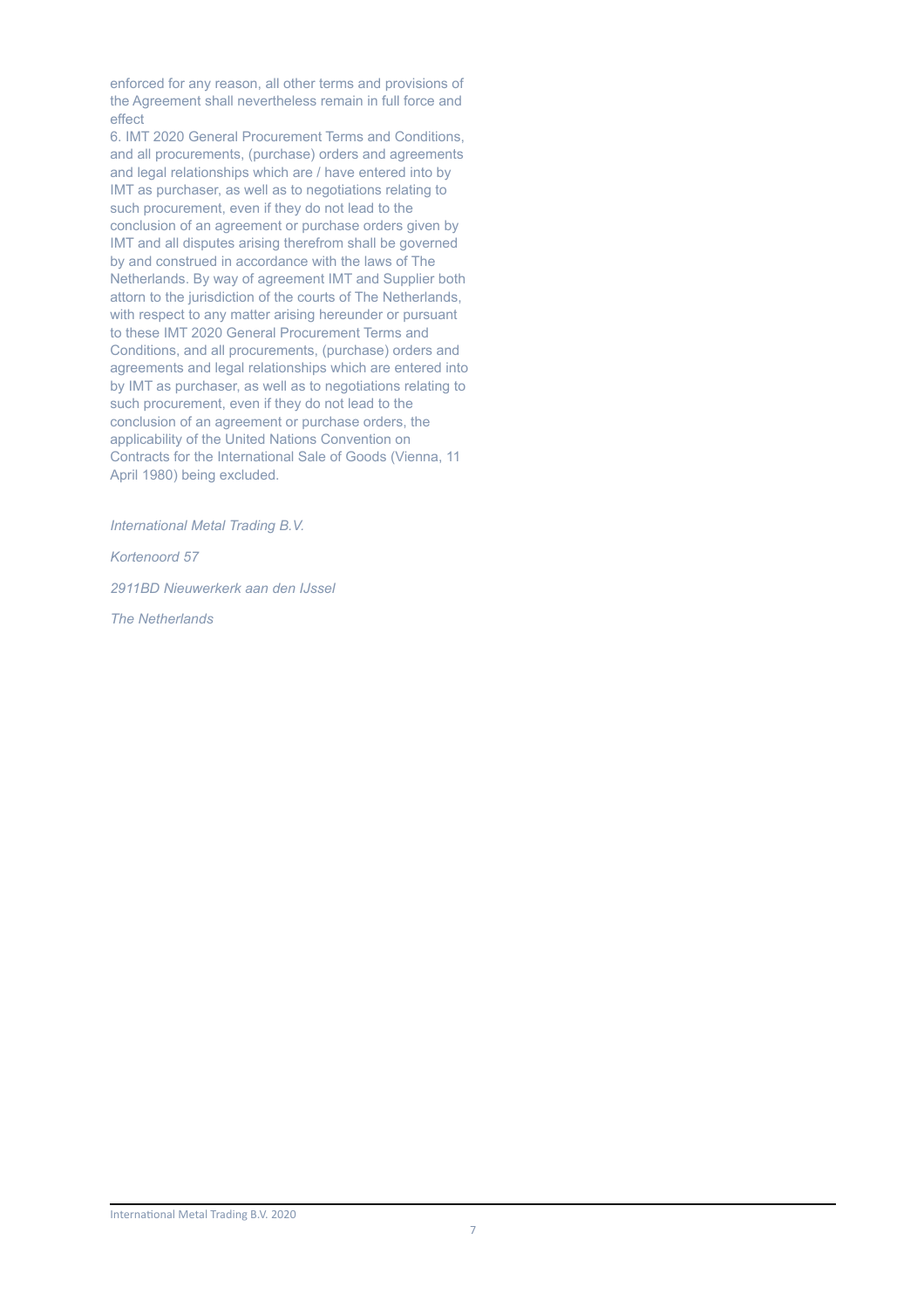enforced for any reason, all other terms and provisions of the Agreement shall nevertheless remain in full force and effect

6. IMT 2020 General Procurement Terms and Conditions, and all procurements, (purchase) orders and agreements and legal relationships which are / have entered into by IMT as purchaser, as well as to negotiations relating to such procurement, even if they do not lead to the conclusion of an agreement or purchase orders given by IMT and all disputes arising therefrom shall be governed by and construed in accordance with the laws of The Netherlands. By way of agreement IMT and Supplier both attorn to the jurisdiction of the courts of The Netherlands, with respect to any matter arising hereunder or pursuant to these IMT 2020 General Procurement Terms and Conditions, and all procurements, (purchase) orders and agreements and legal relationships which are entered into by IMT as purchaser, as well as to negotiations relating to such procurement, even if they do not lead to the conclusion of an agreement or purchase orders, the applicability of the United Nations Convention on Contracts for the International Sale of Goods (Vienna, 11 April 1980) being excluded.

*International Metal Trading B.V.*

*Kortenoord 57*

*2911BD Nieuwerkerk aan den IJssel*

*The Netherlands*